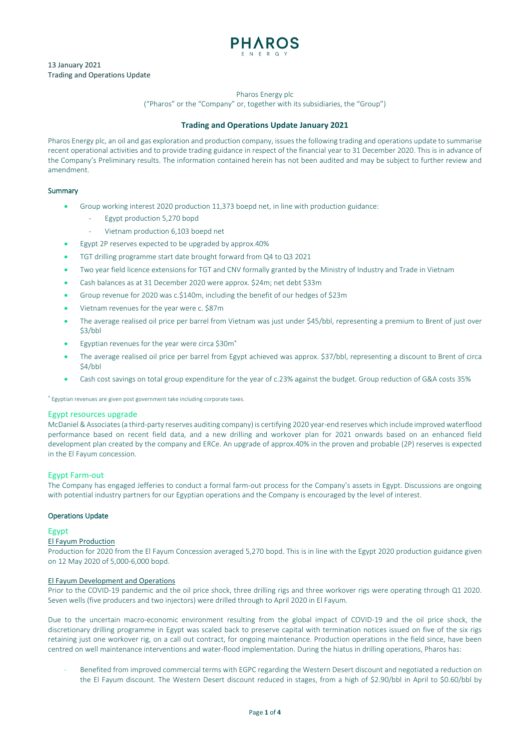PHAROS ENERGY

13 January 2021
Trading and Operations Update

Pharos Energy plc
("Pharos" or the "Company" or, together with its subsidiaries, the "Group")

# Trading and Operations Update January 2021

Pharos Energy plc, an oil and gas exploration and production company, issues the following trading and operations update to summarise recent operational activities and to provide trading guidance in respect of the financial year to 31 December 2020. This is in advance of the Company's Preliminary results. The information contained herein has not been audited and may be subject to further review and amendment.

## Summary

- Group working interest 2020 production 11,373 boepd net, in line with production guidance:
  - Egypt production 5,270 bopd
  - Vietnam production 6,103 boepd net
- Egypt 2P reserves expected to be upgraded by approx.40%
- TGT drilling programme start date brought forward from Q4 to Q3 2021
- Two year field licence extensions for TGT and CNV formally granted by the Ministry of Industry and Trade in Vietnam
- Cash balances as at 31 December 2020 were approx. $24m; net debt $33m
- Group revenue for 2020 was c.$140m, including the benefit of our hedges of $23m
- Vietnam revenues for the year were c. $87m
- The average realised oil price per barrel from Vietnam was just under $45/bbl, representing a premium to Brent of just over $3/bbl
- Egyptian revenues for the year were circa $30m*
- The average realised oil price per barrel from Egypt achieved was approx. $37/bbl, representing a discount to Brent of circa $4/bbl
- Cash cost savings on total group expenditure for the year of c.23% against the budget. Group reduction of G&A costs 35%

\* Egyptian revenues are given post government take including corporate taxes.

## Egypt resources upgrade

McDaniel & Associates (a third-party reserves auditing company) is certifying 2020 year-end reserves which include improved waterflood performance based on recent field data, and a new drilling and workover plan for 2021 onwards based on an enhanced field development plan created by the company and ERCe. An upgrade of approx.40% in the proven and probable (2P) reserves is expected in the El Fayum concession.

## Egypt Farm-out

The Company has engaged Jefferies to conduct a formal farm-out process for the Company's assets in Egypt. Discussions are ongoing with potential industry partners for our Egyptian operations and the Company is encouraged by the level of interest.

## Operations Update

### Egypt

#### El Fayum Production

Production for 2020 from the El Fayum Concession averaged 5,270 bopd. This is in line with the Egypt 2020 production guidance given on 12 May 2020 of 5,000-6,000 bopd.

#### El Fayum Development and Operations

Prior to the COVID-19 pandemic and the oil price shock, three drilling rigs and three workover rigs were operating through Q1 2020. Seven wells (five producers and two injectors) were drilled through to April 2020 in El Fayum.

Due to the uncertain macro-economic environment resulting from the global impact of COVID-19 and the oil price shock, the discretionary drilling programme in Egypt was scaled back to preserve capital with termination notices issued on five of the six rigs retaining just one workover rig, on a call out contract, for ongoing maintenance. Production operations in the field since, have been centred on well maintenance interventions and water-flood implementation. During the hiatus in drilling operations, Pharos has:

- Benefited from improved commercial terms with EGPC regarding the Western Desert discount and negotiated a reduction on the El Fayum discount. The Western Desert discount reduced in stages, from a high of $2.90/bbl in April to $0.60/bbl by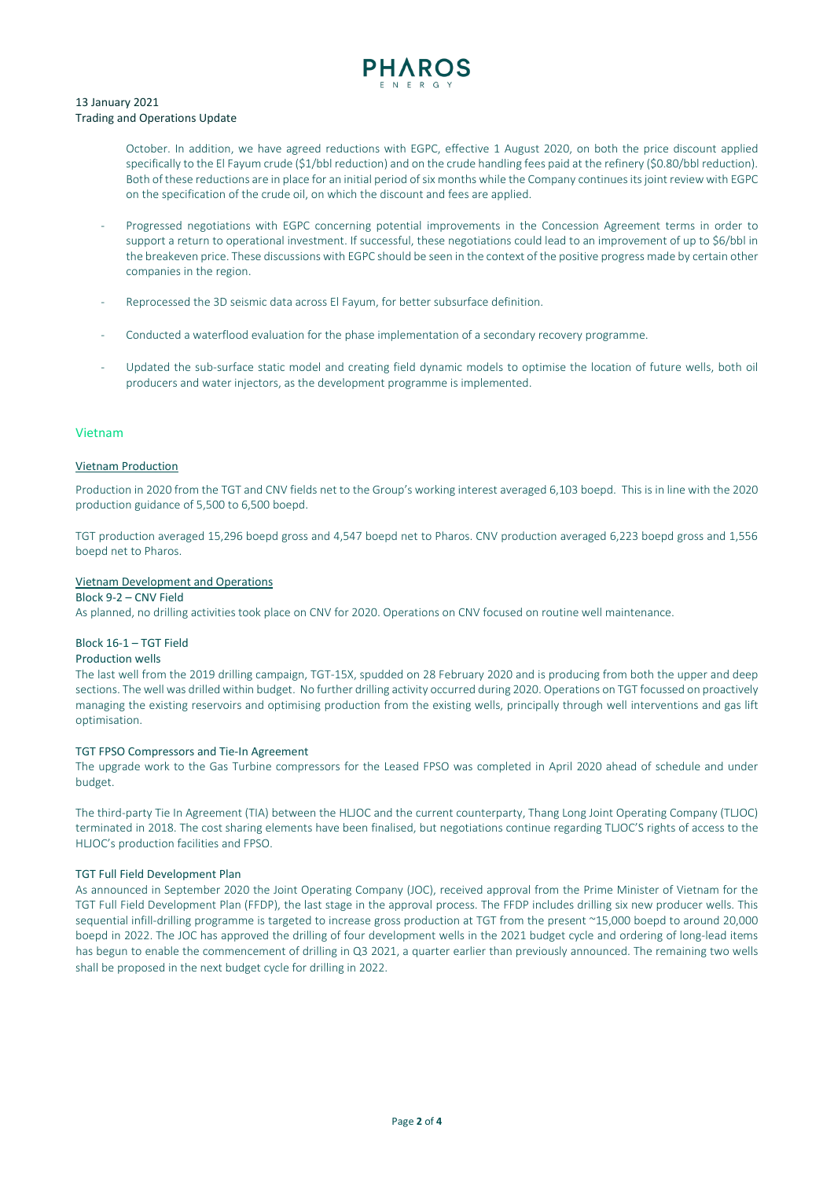October. In addition, we have agreed reductions with EGPC, effective 1 August 2020, on both the price discount applied specifically to the El Fayum crude ($1/bbl reduction) and on the crude handling fees paid at the refinery ($0.80/bbl reduction). Both of these reductions are in place for an initial period of six months while the Company continues its joint review with EGPC on the specification of the crude oil, on which the discount and fees are applied.

- Progressed negotiations with EGPC concerning potential improvements in the Concession Agreement terms in order to support a return to operational investment. If successful, these negotiations could lead to an improvement of up to $6/bbl in the breakeven price. These discussions with EGPC should be seen in the context of the positive progress made by certain other companies in the region.

- Reprocessed the 3D seismic data across El Fayum, for better subsurface definition.

- Conducted a waterflood evaluation for the phase implementation of a secondary recovery programme.

- Updated the sub-surface static model and creating field dynamic models to optimise the location of future wells, both oil producers and water injectors, as the development programme is implemented.

## Vietnam

### Vietnam Production

Production in 2020 from the TGT and CNV fields net to the Group's working interest averaged 6,103 boepd. This is in line with the 2020 production guidance of 5,500 to 6,500 boepd.

TGT production averaged 15,296 boepd gross and 4,547 boepd net to Pharos. CNV production averaged 6,223 boepd gross and 1,556 boepd net to Pharos.

### Vietnam Development and Operations

#### Block 9-2 – CNV Field

As planned, no drilling activities took place on CNV for 2020. Operations on CNV focused on routine well maintenance.

#### Block 16-1 – TGT Field

#### Production wells

The last well from the 2019 drilling campaign, TGT-15X, spudded on 28 February 2020 and is producing from both the upper and deep sections. The well was drilled within budget. No further drilling activity occurred during 2020. Operations on TGT focussed on proactively managing the existing reservoirs and optimising production from the existing wells, principally through well interventions and gas lift optimisation.

#### TGT FPSO Compressors and Tie-In Agreement

The upgrade work to the Gas Turbine compressors for the Leased FPSO was completed in April 2020 ahead of schedule and under budget.

The third-party Tie In Agreement (TIA) between the HLJOC and the current counterparty, Thang Long Joint Operating Company (TLJOC) terminated in 2018. The cost sharing elements have been finalised, but negotiations continue regarding TLJOC'S rights of access to the HLJOC's production facilities and FPSO.

#### TGT Full Field Development Plan

As announced in September 2020 the Joint Operating Company (JOC), received approval from the Prime Minister of Vietnam for the TGT Full Field Development Plan (FFDP), the last stage in the approval process. The FFDP includes drilling six new producer wells. This sequential infill-drilling programme is targeted to increase gross production at TGT from the present ~15,000 boepd to around 20,000 boepd in 2022. The JOC has approved the drilling of four development wells in the 2021 budget cycle and ordering of long-lead items has begun to enable the commencement of drilling in Q3 2021, a quarter earlier than previously announced. The remaining two wells shall be proposed in the next budget cycle for drilling in 2022.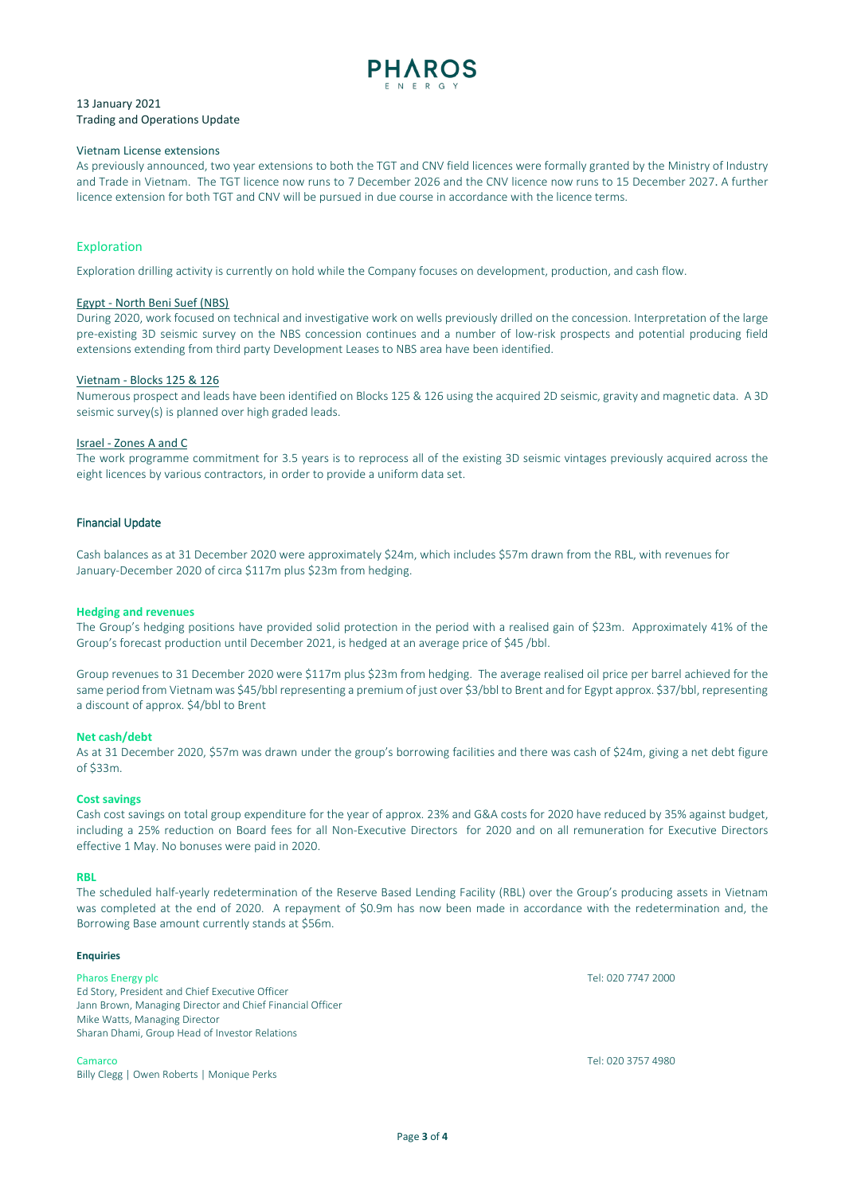13 January 2021
Trading and Operations Update

Vietnam License extensions

As previously announced, two year extensions to both the TGT and CNV field licences were formally granted by the Ministry of Industry and Trade in Vietnam. The TGT licence now runs to 7 December 2026 and the CNV licence now runs to 15 December 2027. A further licence extension for both TGT and CNV will be pursued in due course in accordance with the licence terms.

## Exploration

Exploration drilling activity is currently on hold while the Company focuses on development, production, and cash flow.

Egypt - North Beni Suef (NBS)

During 2020, work focused on technical and investigative work on wells previously drilled on the concession. Interpretation of the large pre-existing 3D seismic survey on the NBS concession continues and a number of low-risk prospects and potential producing field extensions extending from third party Development Leases to NBS area have been identified.

Vietnam - Blocks 125 & 126

Numerous prospect and leads have been identified on Blocks 125 & 126 using the acquired 2D seismic, gravity and magnetic data. A 3D seismic survey(s) is planned over high graded leads.

Israel - Zones A and C

The work programme commitment for 3.5 years is to reprocess all of the existing 3D seismic vintages previously acquired across the eight licences by various contractors, in order to provide a uniform data set.

## Financial Update

Cash balances as at 31 December 2020 were approximately $24m, which includes $57m drawn from the RBL, with revenues for January-December 2020 of circa $117m plus $23m from hedging.

**Hedging and revenues**

The Group's hedging positions have provided solid protection in the period with a realised gain of $23m. Approximately 41% of the Group's forecast production until December 2021, is hedged at an average price of $45 /bbl.

Group revenues to 31 December 2020 were $117m plus $23m from hedging. The average realised oil price per barrel achieved for the same period from Vietnam was $45/bbl representing a premium of just over $3/bbl to Brent and for Egypt approx. $37/bbl, representing a discount of approx. $4/bbl to Brent

**Net cash/debt**

As at 31 December 2020, $57m was drawn under the group's borrowing facilities and there was cash of $24m, giving a net debt figure of $33m.

**Cost savings**

Cash cost savings on total group expenditure for the year of approx. 23% and G&A costs for 2020 have reduced by 35% against budget, including a 25% reduction on Board fees for all Non-Executive Directors for 2020 and on all remuneration for Executive Directors effective 1 May. No bonuses were paid in 2020.

**RBL**

The scheduled half-yearly redetermination of the Reserve Based Lending Facility (RBL) over the Group's producing assets in Vietnam was completed at the end of 2020. A repayment of $0.9m has now been made in accordance with the redetermination and, the Borrowing Base amount currently stands at $56m.

**Enquiries**

Pharos Energy plc — Tel: 020 7747 2000
Ed Story, President and Chief Executive Officer
Jann Brown, Managing Director and Chief Financial Officer
Mike Watts, Managing Director
Sharan Dhami, Group Head of Investor Relations

Camarco — Tel: 020 3757 4980
Billy Clegg | Owen Roberts | Monique Perks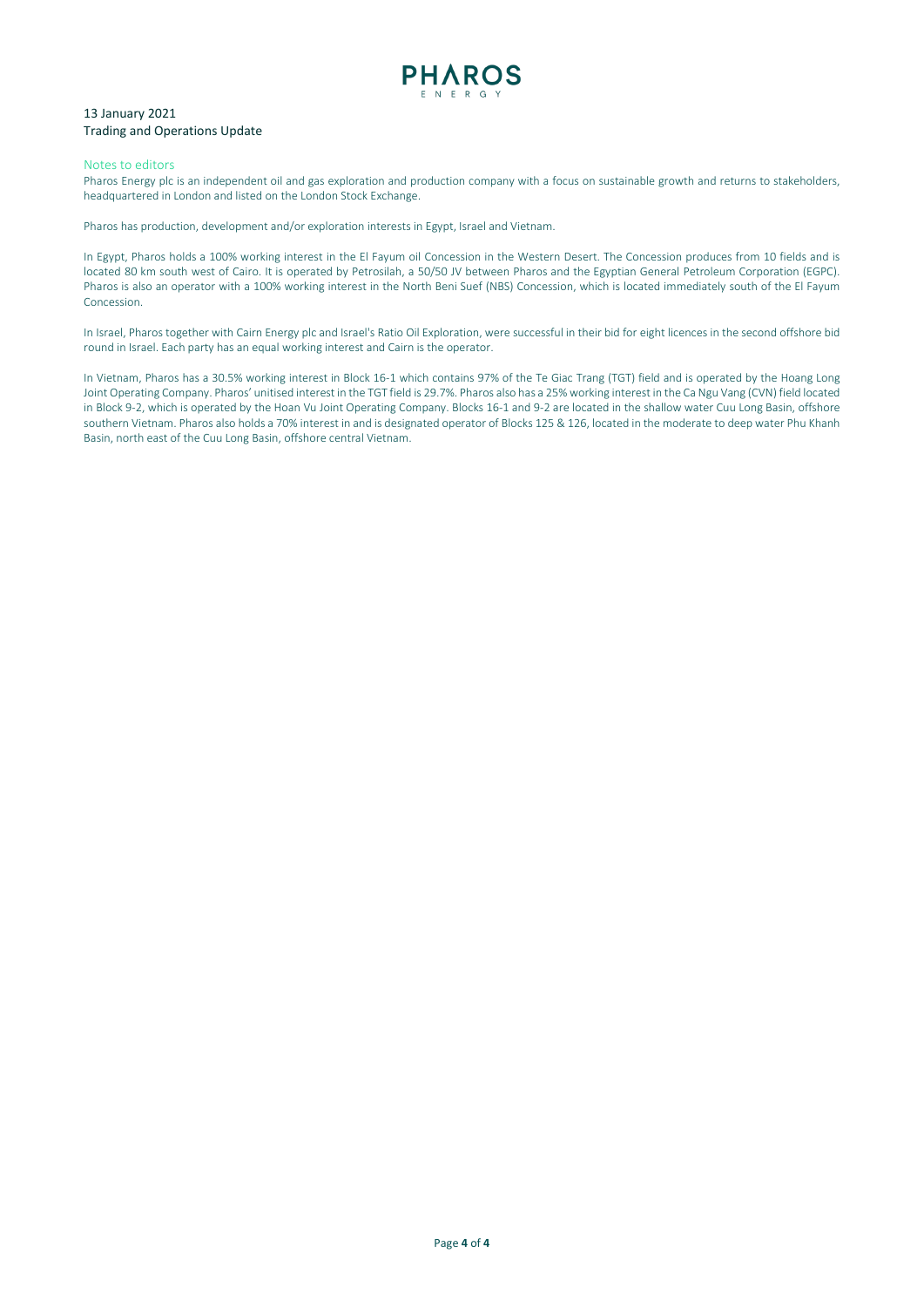13 January 2021
Trading and Operations Update

## Notes to editors

Pharos Energy plc is an independent oil and gas exploration and production company with a focus on sustainable growth and returns to stakeholders, headquartered in London and listed on the London Stock Exchange.

Pharos has production, development and/or exploration interests in Egypt, Israel and Vietnam.

In Egypt, Pharos holds a 100% working interest in the El Fayum oil Concession in the Western Desert. The Concession produces from 10 fields and is located 80 km south west of Cairo. It is operated by Petrosilah, a 50/50 JV between Pharos and the Egyptian General Petroleum Corporation (EGPC). Pharos is also an operator with a 100% working interest in the North Beni Suef (NBS) Concession, which is located immediately south of the El Fayum Concession.

In Israel, Pharos together with Cairn Energy plc and Israel's Ratio Oil Exploration, were successful in their bid for eight licences in the second offshore bid round in Israel. Each party has an equal working interest and Cairn is the operator.

In Vietnam, Pharos has a 30.5% working interest in Block 16-1 which contains 97% of the Te Giac Trang (TGT) field and is operated by the Hoang Long Joint Operating Company. Pharos' unitised interest in the TGT field is 29.7%. Pharos also has a 25% working interest in the Ca Ngu Vang (CVN) field located in Block 9-2, which is operated by the Hoan Vu Joint Operating Company. Blocks 16-1 and 9-2 are located in the shallow water Cuu Long Basin, offshore southern Vietnam. Pharos also holds a 70% interest in and is designated operator of Blocks 125 & 126, located in the moderate to deep water Phu Khanh Basin, north east of the Cuu Long Basin, offshore central Vietnam.